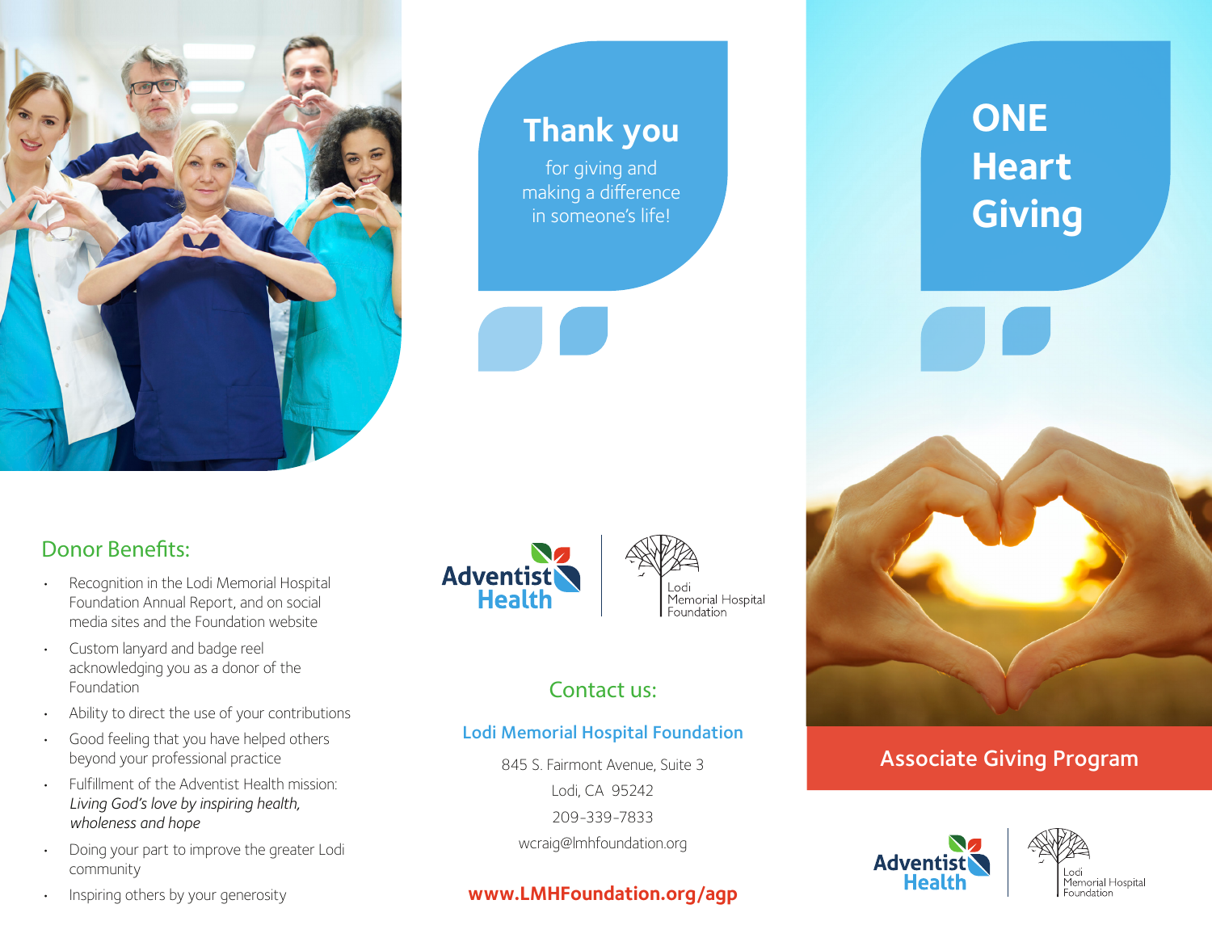## Donor Benefits:

- Recognition in the Lodi Memorial Hospital Foundation Annual Report, and on social media sites and the Foundation website
- Custom lanyard and badge reel acknowledging you as a donor of the Foundation
- Ability to direct the use of your contributions
- Good feeling that you have helped others beyond your professional practice
- Fulfillment of the Adventist Health mission: *Living God's love by inspiring health, wholeness and hope*
- Doing your part to improve the greater Lodi community
- Inspiring others by your generosity

# Thank you

for giving and making a difference in someone's life!

Adventist Health | Lodi Memorial Hospital Foundation

## Contact us:

**Lodi Memorial Hospital Foundation**

845 S. Fairmont Avenue, Suite 3
Lodi, CA 95242
209-339-7833
wcraig@lmhfoundation.org

**www.LMHFoundation.org/agp**

# ONE Heart Giving

## Associate Giving Program

Adventist Health | Lodi Memorial Hospital Foundation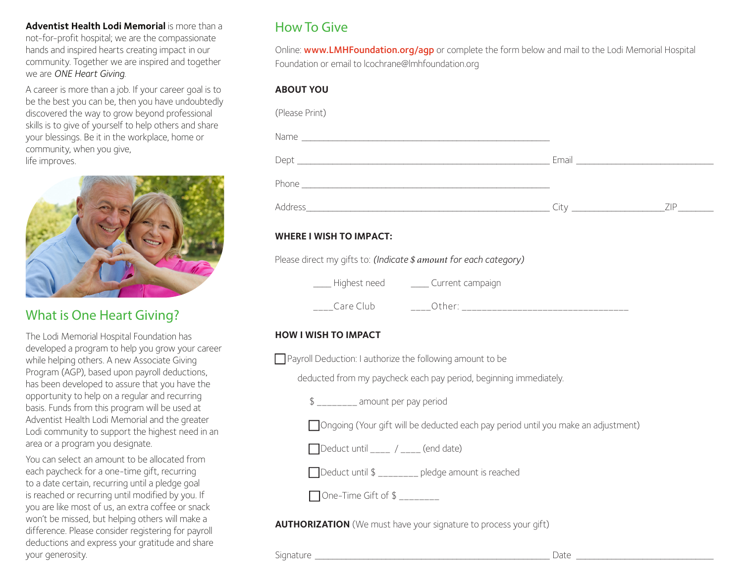**Adventist Health Lodi Memorial** is more than a not-for-profit hospital; we are the compassionate hands and inspired hearts creating impact in our community. Together we are inspired and together we are *ONE Heart Giving*.

A career is more than a job. If your career goal is to be the best you can be, then you have undoubtedly discovered the way to grow beyond professional skills is to give of yourself to help others and share your blessings. Be it in the workplace, home or community, when you give, life improves.

## What is One Heart Giving?

The Lodi Memorial Hospital Foundation has developed a program to help you grow your career while helping others. A new Associate Giving Program (AGP), based upon payroll deductions, has been developed to assure that you have the opportunity to help on a regular and recurring basis. Funds from this program will be used at Adventist Health Lodi Memorial and the greater Lodi community to support the highest need in an area or a program you designate.

You can select an amount to be allocated from each paycheck for a one-time gift, recurring to a date certain, recurring until a pledge goal is reached or recurring until modified by you. If you are like most of us, an extra coffee or snack won't be missed, but helping others will make a difference. Please consider registering for payroll deductions and express your gratitude and share your generosity.

## How To Give

Online: **www.LMHFoundation.org/agp** or complete the form below and mail to the Lodi Memorial Hospital Foundation or email to lcochrane@lmhfoundation.org

**ABOUT YOU**

(Please Print)

Name ____________________________________________

Dept ____________________________________________ Email __________________________

Phone ____________________________________________

Address__________________________________________ City ________________ZIP _______

**WHERE I WISH TO IMPACT:**

Please direct my gifts to: *(Indicate $ amount for each category)*

____ Highest need ____ Current campaign

____Care Club ____Other: ______________________________

**HOW I WISH TO IMPACT**

☐ Payroll Deduction: I authorize the following amount to be deducted from my paycheck each pay period, beginning immediately.

$ ________ amount per pay period

☐ Ongoing (Your gift will be deducted each pay period until you make an adjustment)

☐ Deduct until ____ / ____ (end date)

☐ Deduct until $ ________ pledge amount is reached

☐ One-Time Gift of $ ________

**AUTHORIZATION** (We must have your signature to process your gift)

Signature ____________________________________________ Date __________________________